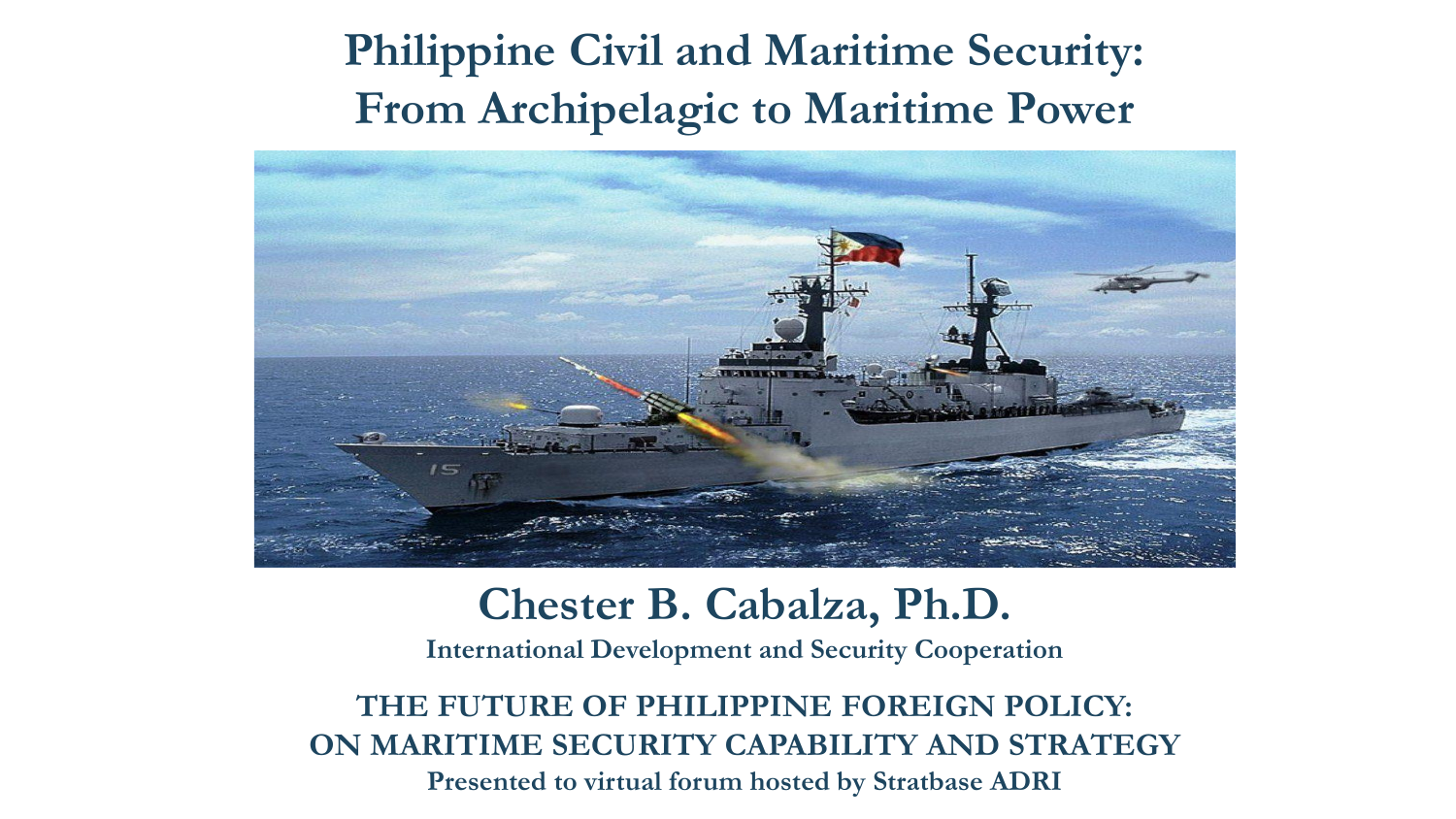# Philippine Civil and Maritime Security: From Archipelagic to Maritime Power

## Chester B. Cabalza, Ph.D.

**International Development and Security Cooperation**

**THE FUTURE OF PHILIPPINE FOREIGN POLICY: ON MARITIME SECURITY CAPABILITY AND STRATEGY**

**Presented to virtual forum hosted by Stratbase ADRI**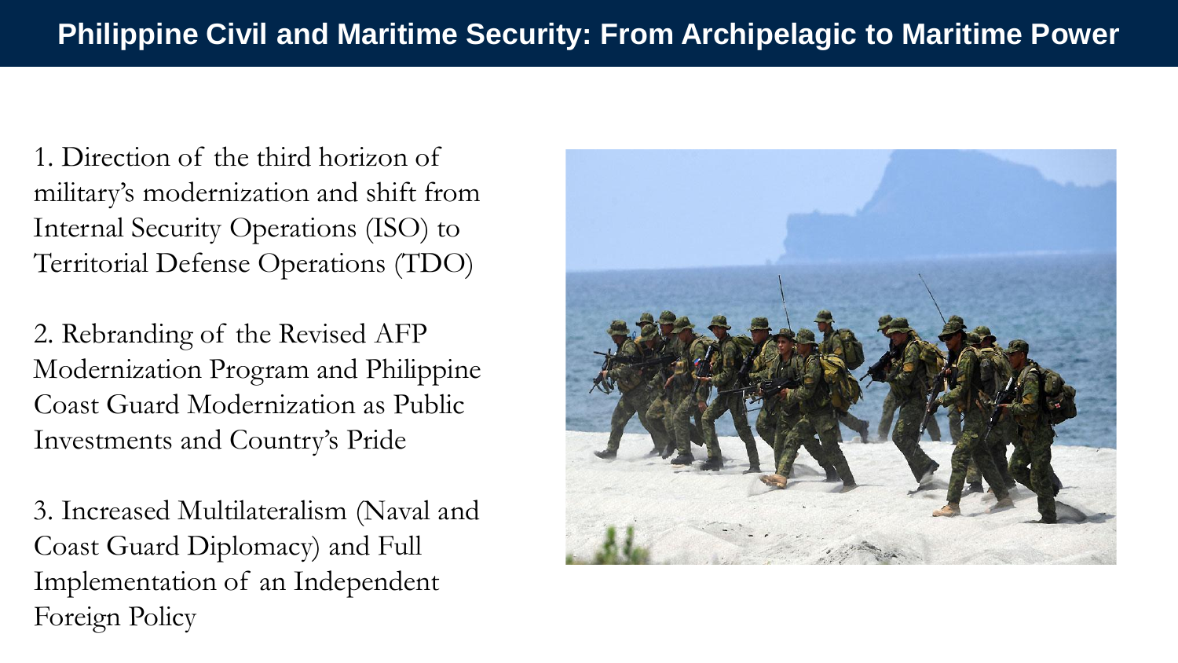# Philippine Civil and Maritime Security: From Archipelagic to Maritime Power

1. Direction of the third horizon of military's modernization and shift from Internal Security Operations (ISO) to Territorial Defense Operations (TDO)

2. Rebranding of the Revised AFP Modernization Program and Philippine Coast Guard Modernization as Public Investments and Country's Pride

3. Increased Multilateralism (Naval and Coast Guard Diplomacy) and Full Implementation of an Independent Foreign Policy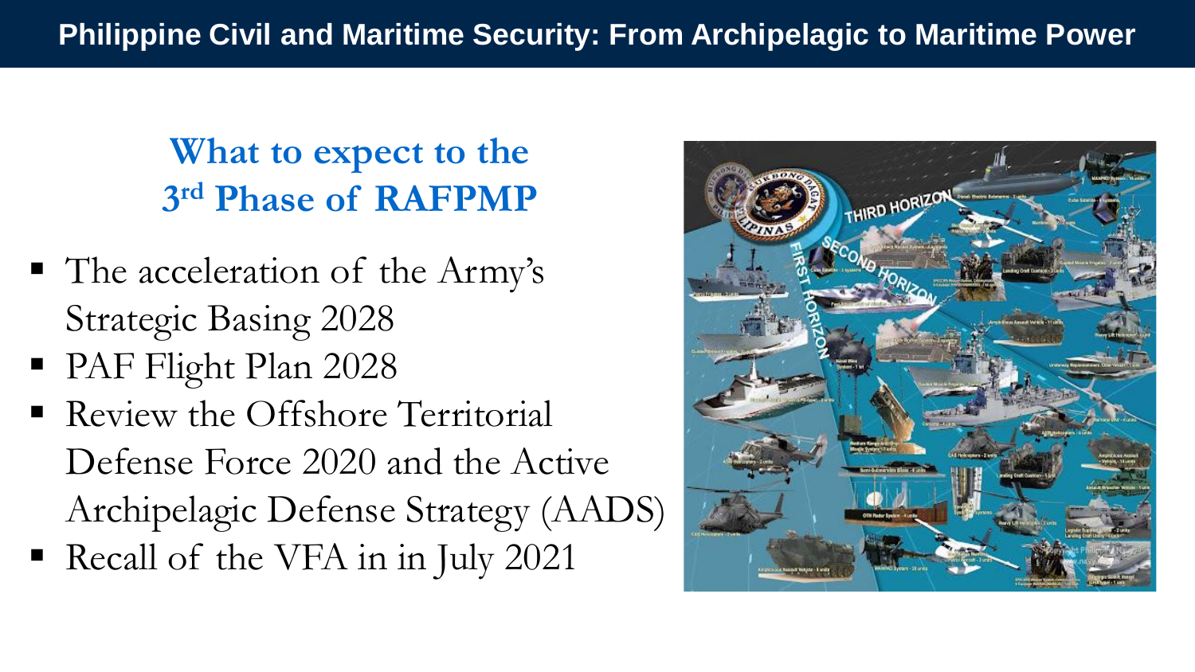# Philippine Civil and Maritime Security: From Archipelagic to Maritime Power

## What to expect to the 3rd Phase of RAFPMP

- The acceleration of the Army's Strategic Basing 2028
- PAF Flight Plan 2028
- Review the Offshore Territorial Defense Force 2020 and the Active Archipelagic Defense Strategy (AADS)
- Recall of the VFA in in July 2021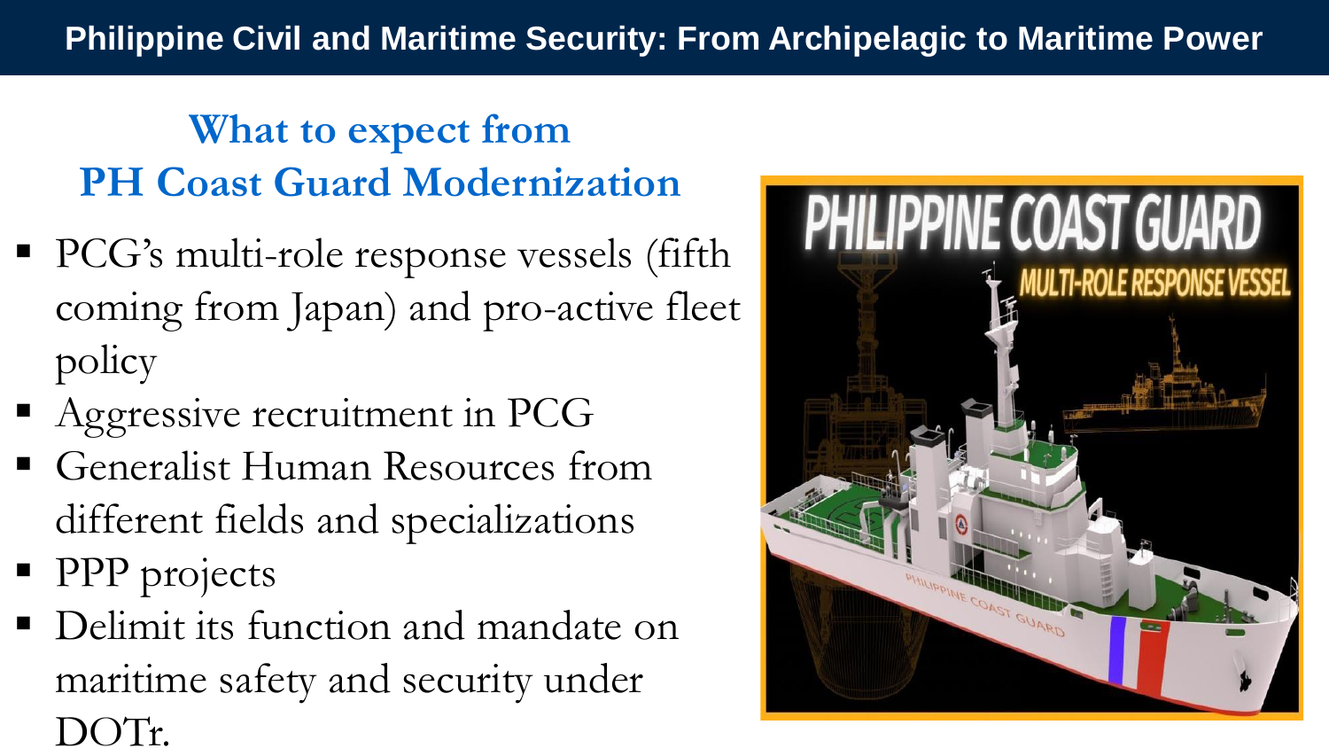# Philippine Civil and Maritime Security: From Archipelagic to Maritime Power

## What to expect from PH Coast Guard Modernization

- PCG's multi-role response vessels (fifth coming from Japan) and pro-active fleet policy
- Aggressive recruitment in PCG
- Generalist Human Resources from different fields and specializations
- PPP projects
- Delimit its function and mandate on maritime safety and security under DOTr.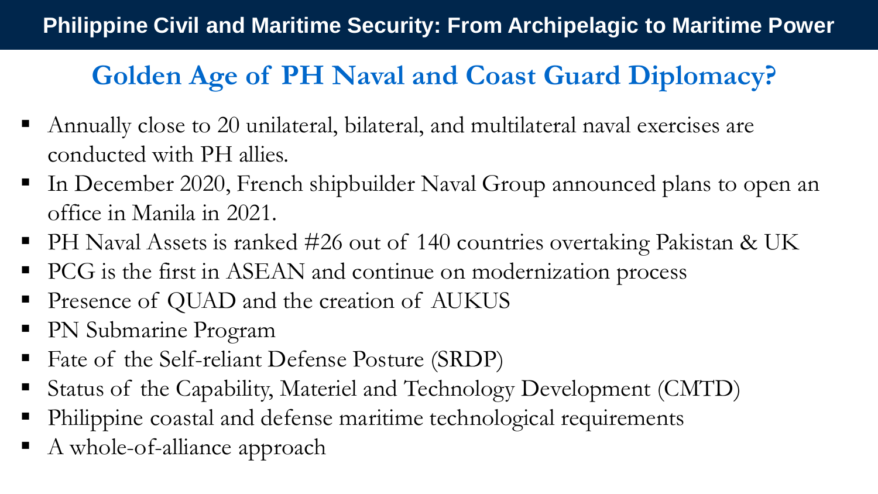# Philippine Civil and Maritime Security: From Archipelagic to Maritime Power

## Golden Age of PH Naval and Coast Guard Diplomacy?

- Annually close to 20 unilateral, bilateral, and multilateral naval exercises are conducted with PH allies.
- In December 2020, French shipbuilder Naval Group announced plans to open an office in Manila in 2021.
- PH Naval Assets is ranked #26 out of 140 countries overtaking Pakistan & UK
- PCG is the first in ASEAN and continue on modernization process
- Presence of QUAD and the creation of AUKUS
- PN Submarine Program
- Fate of the Self-reliant Defense Posture (SRDP)
- Status of the Capability, Materiel and Technology Development (CMTD)
- Philippine coastal and defense maritime technological requirements
- A whole-of-alliance approach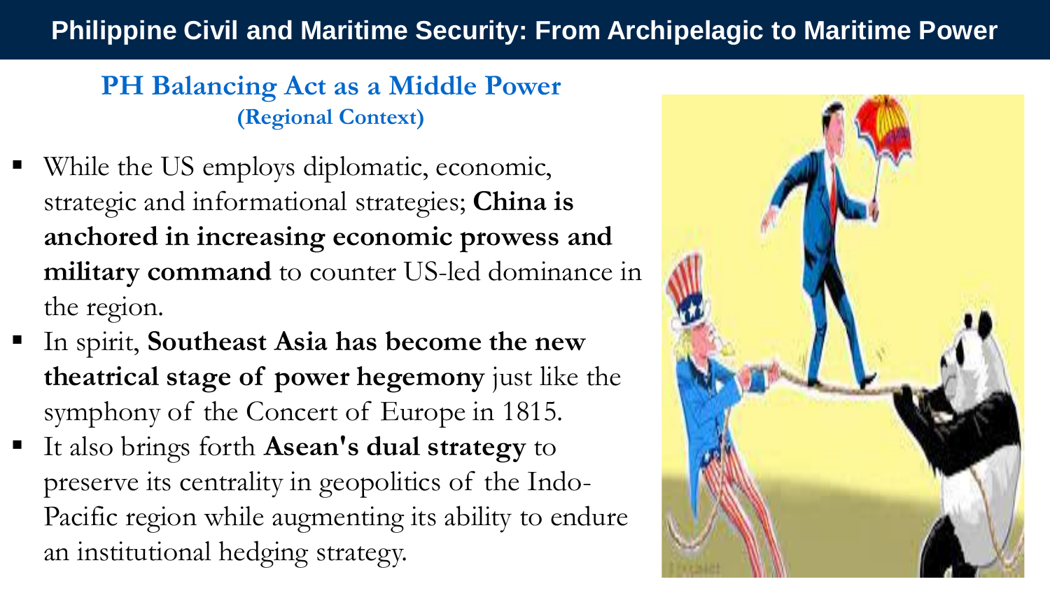# Philippine Civil and Maritime Security: From Archipelagic to Maritime Power

## PH Balancing Act as a Middle Power

### (Regional Context)

- While the US employs diplomatic, economic, strategic and informational strategies; **China is anchored in increasing economic prowess and military command** to counter US-led dominance in the region.
- In spirit, **Southeast Asia has become the new theatrical stage of power hegemony** just like the symphony of the Concert of Europe in 1815.
- It also brings forth **Asean's dual strategy** to preserve its centrality in geopolitics of the Indo-Pacific region while augmenting its ability to endure an institutional hedging strategy.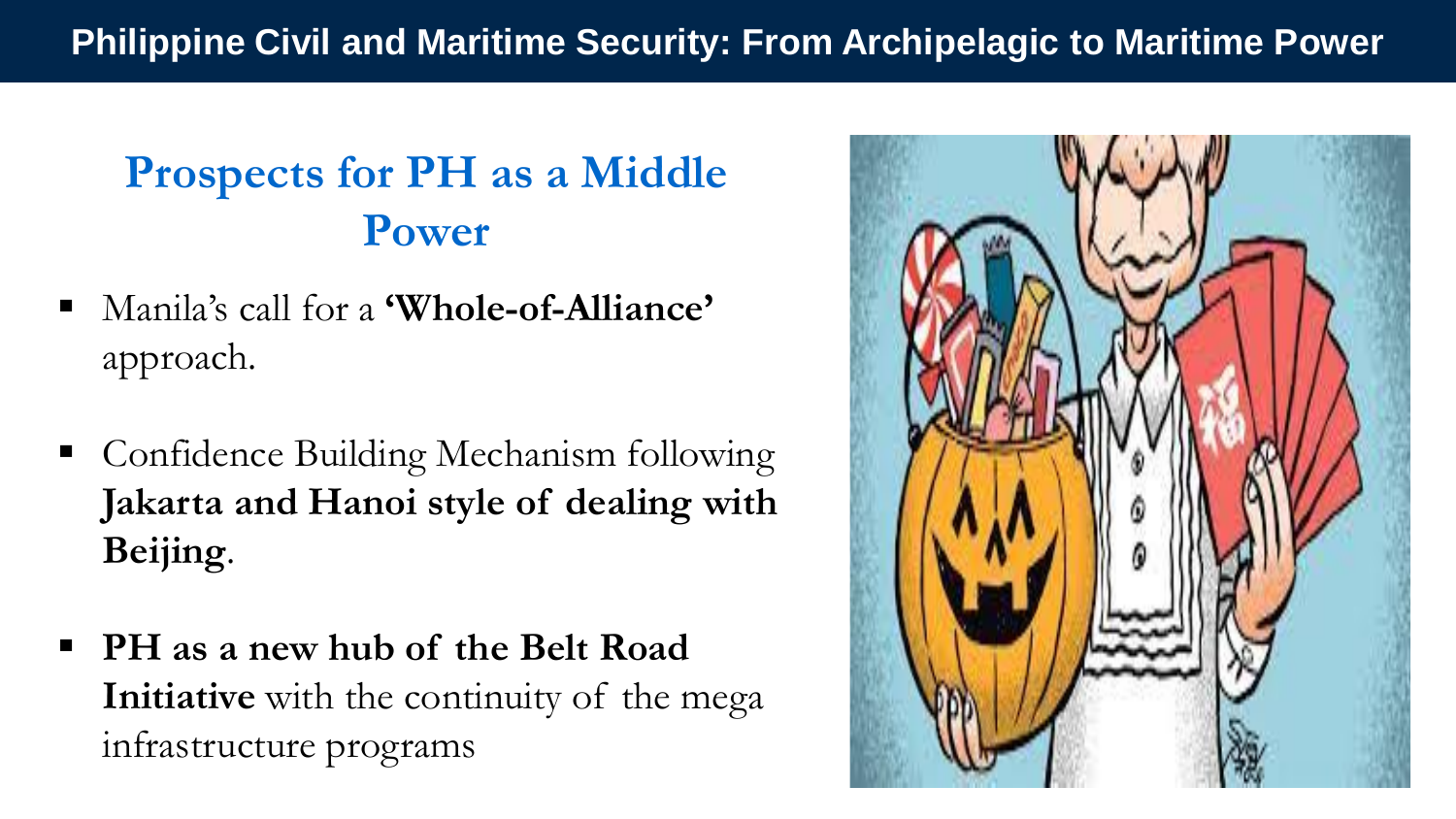# Philippine Civil and Maritime Security: From Archipelagic to Maritime Power

## Prospects for PH as a Middle Power

- Manila's call for a **'Whole-of-Alliance'** approach.
- Confidence Building Mechanism following **Jakarta and Hanoi style of dealing with Beijing**.
- **PH as a new hub of the Belt Road Initiative** with the continuity of the mega infrastructure programs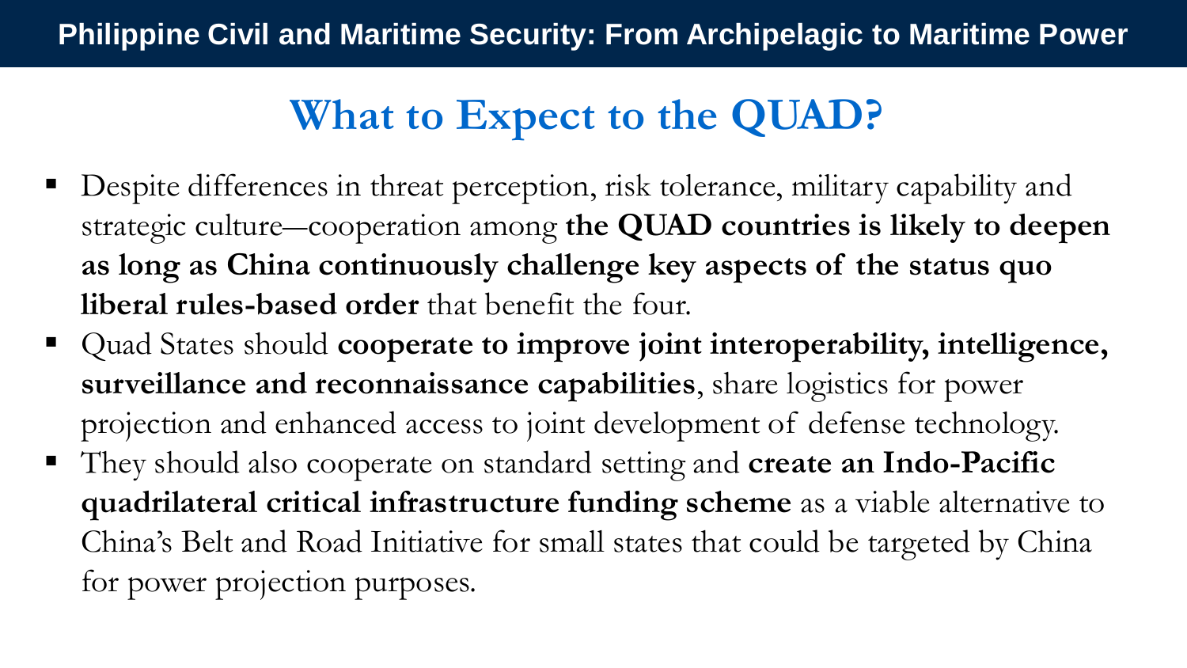# What to Expect to the QUAD?

- Despite differences in threat perception, risk tolerance, military capability and strategic culture—cooperation among **the QUAD countries is likely to deepen as long as China continuously challenge key aspects of the status quo liberal rules-based order** that benefit the four.
- Quad States should **cooperate to improve joint interoperability, intelligence, surveillance and reconnaissance capabilities**, share logistics for power projection and enhanced access to joint development of defense technology.
- They should also cooperate on standard setting and **create an Indo-Pacific quadrilateral critical infrastructure funding scheme** as a viable alternative to China's Belt and Road Initiative for small states that could be targeted by China for power projection purposes.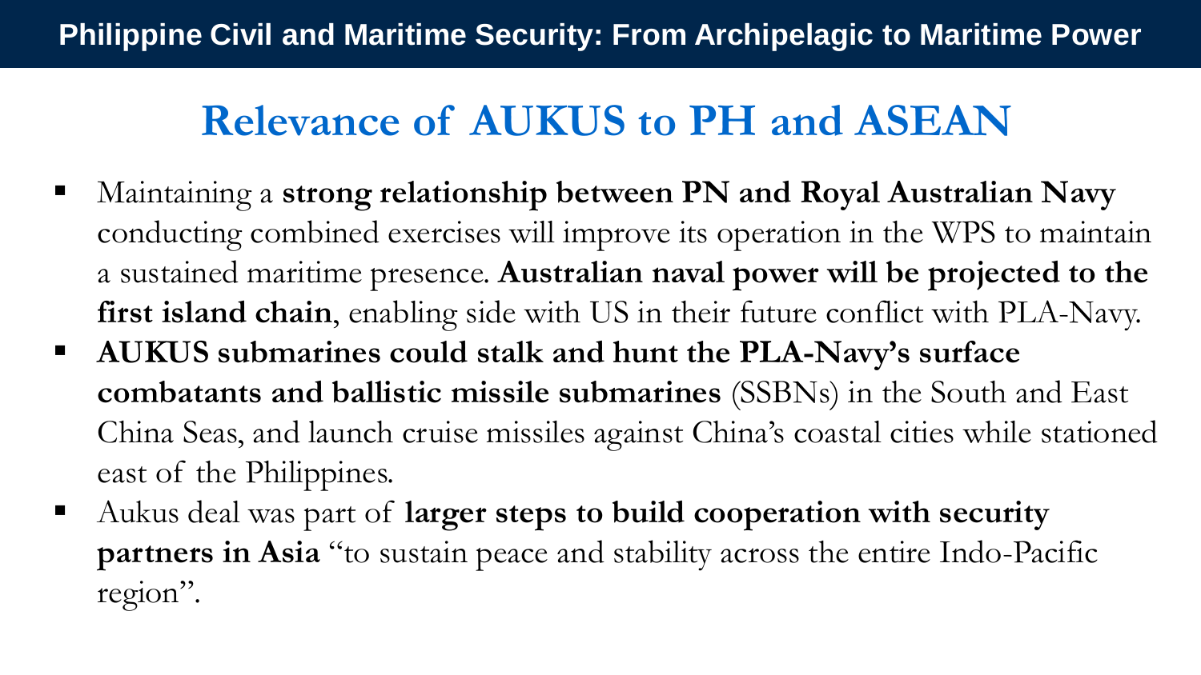# Relevance of AUKUS to PH and ASEAN

- Maintaining a **strong relationship between PN and Royal Australian Navy** conducting combined exercises will improve its operation in the WPS to maintain a sustained maritime presence. **Australian naval power will be projected to the first island chain**, enabling side with US in their future conflict with PLA-Navy.
- **AUKUS submarines could stalk and hunt the PLA-Navy's surface combatants and ballistic missile submarines** (SSBNs) in the South and East China Seas, and launch cruise missiles against China's coastal cities while stationed east of the Philippines.
- Aukus deal was part of **larger steps to build cooperation with security partners in Asia** "to sustain peace and stability across the entire Indo-Pacific region".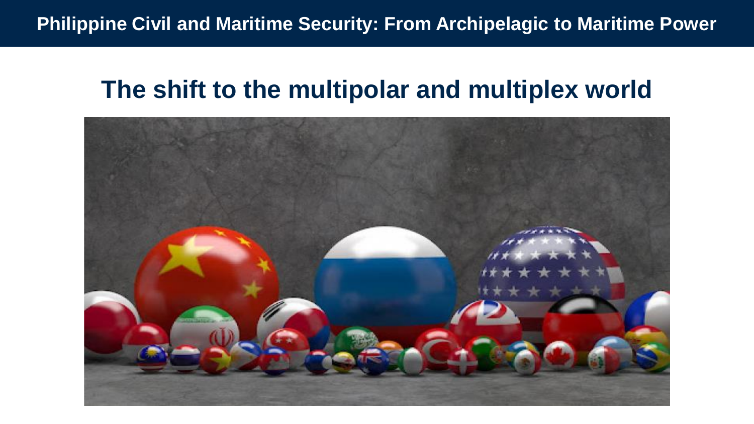## The shift to the multipolar and multiplex world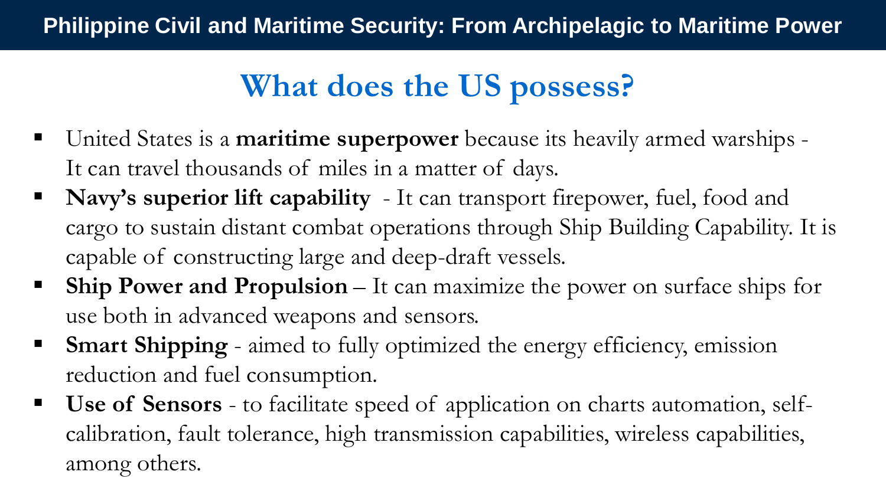## What does the US possess?

- United States is a **maritime superpower** because its heavily armed warships - It can travel thousands of miles in a matter of days.
- **Navy's superior lift capability** - It can transport firepower, fuel, food and cargo to sustain distant combat operations through Ship Building Capability. It is capable of constructing large and deep-draft vessels.
- **Ship Power and Propulsion** – It can maximize the power on surface ships for use both in advanced weapons and sensors.
- **Smart Shipping** - aimed to fully optimized the energy efficiency, emission reduction and fuel consumption.
- **Use of Sensors** - to facilitate speed of application on charts automation, self-calibration, fault tolerance, high transmission capabilities, wireless capabilities, among others.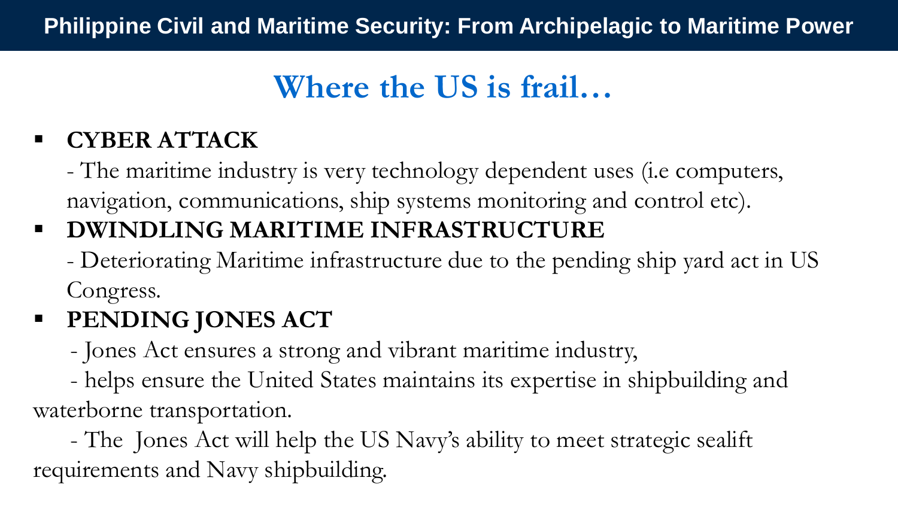## Where the US is frail…

- **CYBER ATTACK**

  - The maritime industry is very technology dependent uses (i.e computers, navigation, communications, ship systems monitoring and control etc).

- **DWINDLING MARITIME INFRASTRUCTURE**

  - Deteriorating Maritime infrastructure due to the pending ship yard act in US Congress.

- **PENDING JONES ACT**

  - Jones Act ensures a strong and vibrant maritime industry,
  - helps ensure the United States maintains its expertise in shipbuilding and waterborne transportation.
  - The Jones Act will help the US Navy's ability to meet strategic sealift requirements and Navy shipbuilding.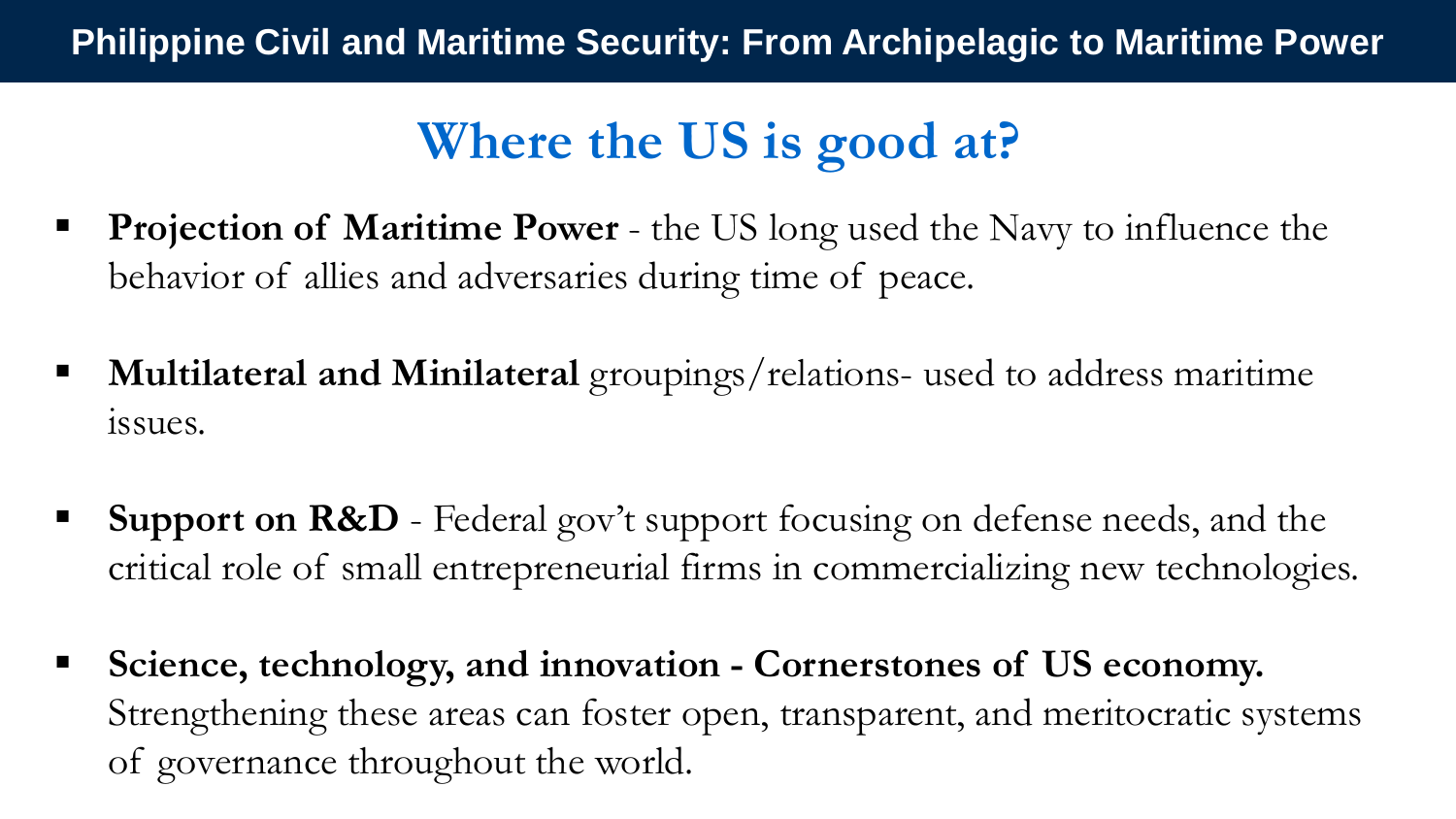# Where the US is good at?

- **Projection of Maritime Power** - the US long used the Navy to influence the behavior of allies and adversaries during time of peace.
- **Multilateral and Minilateral** groupings/relations- used to address maritime issues.
- **Support on R&D** - Federal gov't support focusing on defense needs, and the critical role of small entrepreneurial firms in commercializing new technologies.
- **Science, technology, and innovation - Cornerstones of US economy.** Strengthening these areas can foster open, transparent, and meritocratic systems of governance throughout the world.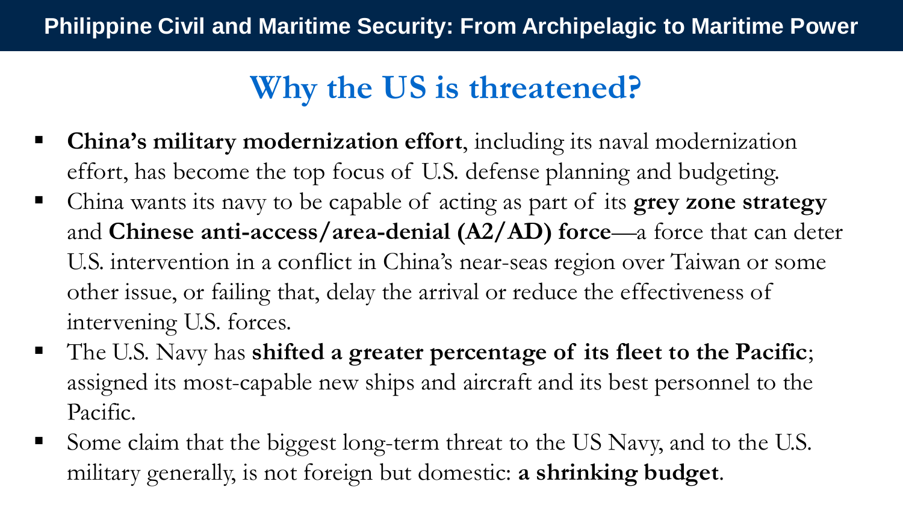## Why the US is threatened?

- **China's military modernization effort**, including its naval modernization effort, has become the top focus of U.S. defense planning and budgeting.
- China wants its navy to be capable of acting as part of its **grey zone strategy** and **Chinese anti-access/area-denial (A2/AD) force**—a force that can deter U.S. intervention in a conflict in China's near-seas region over Taiwan or some other issue, or failing that, delay the arrival or reduce the effectiveness of intervening U.S. forces.
- The U.S. Navy has **shifted a greater percentage of its fleet to the Pacific**; assigned its most-capable new ships and aircraft and its best personnel to the Pacific.
- Some claim that the biggest long-term threat to the US Navy, and to the U.S. military generally, is not foreign but domestic: **a shrinking budget**.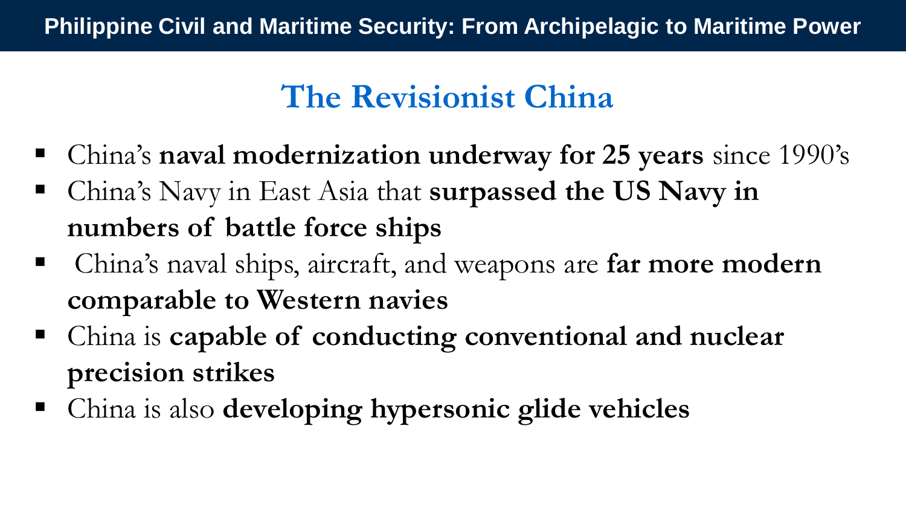## The Revisionist China

- China's **naval modernization underway for 25 years** since 1990's
- China's Navy in East Asia that **surpassed the US Navy in numbers of battle force ships**
- China's naval ships, aircraft, and weapons are **far more modern comparable to Western navies**
- China is **capable of conducting conventional and nuclear precision strikes**
- China is also **developing hypersonic glide vehicles**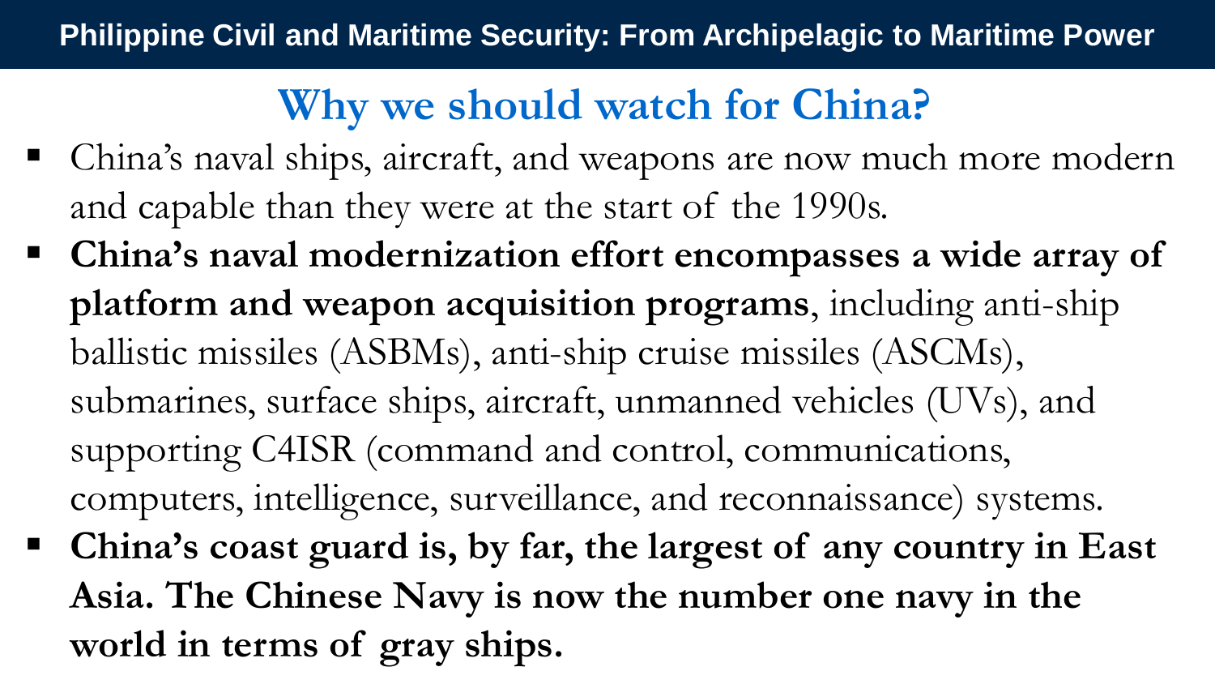# Philippine Civil and Maritime Security: From Archipelagic to Maritime Power

## Why we should watch for China?

- China's naval ships, aircraft, and weapons are now much more modern and capable than they were at the start of the 1990s.
- **China's naval modernization effort encompasses a wide array of platform and weapon acquisition programs**, including anti-ship ballistic missiles (ASBMs), anti-ship cruise missiles (ASCMs), submarines, surface ships, aircraft, unmanned vehicles (UVs), and supporting C4ISR (command and control, communications, computers, intelligence, surveillance, and reconnaissance) systems.
- **China's coast guard is, by far, the largest of any country in East Asia. The Chinese Navy is now the number one navy in the world in terms of gray ships.**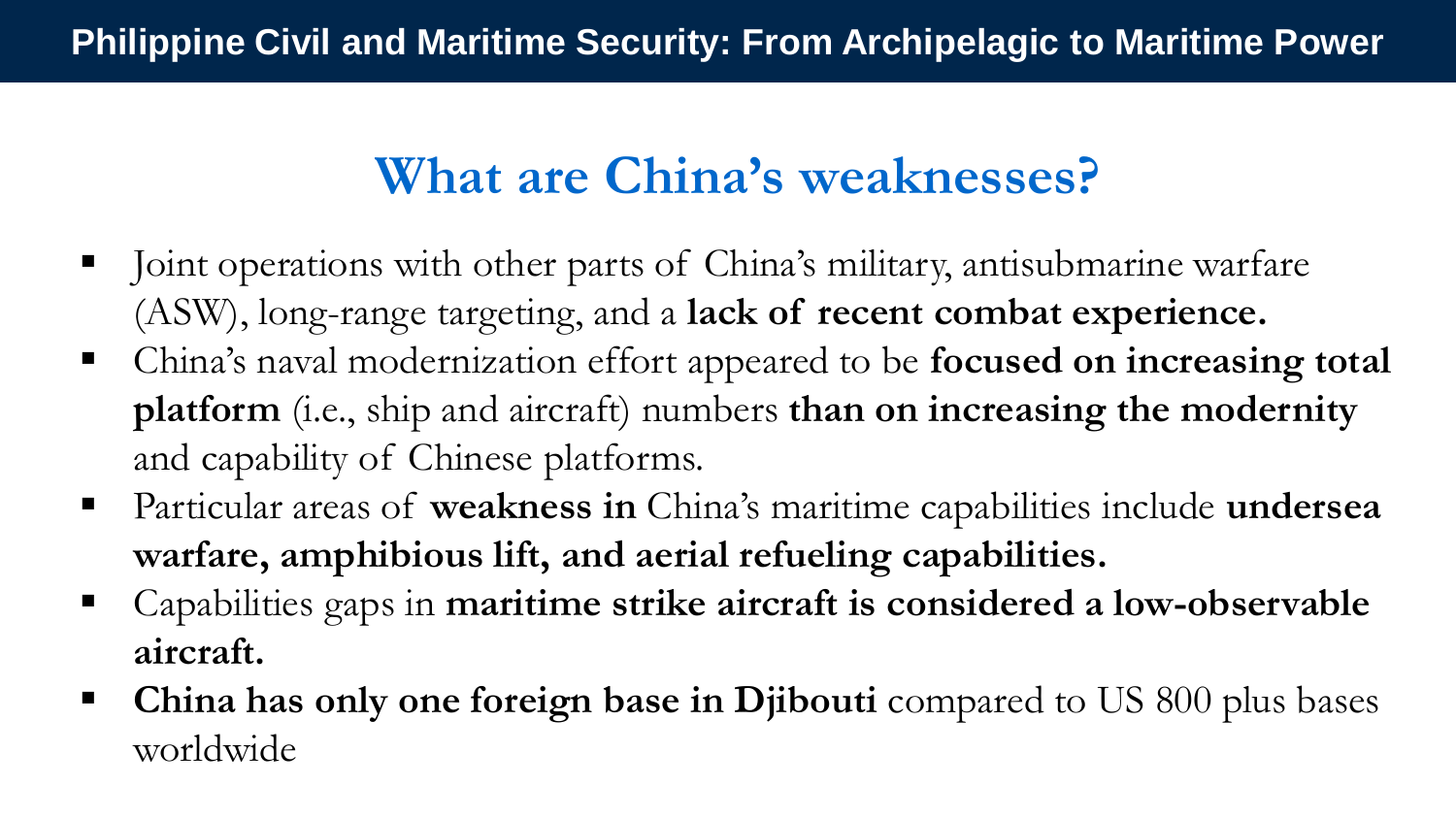# What are China's weaknesses?

- Joint operations with other parts of China's military, antisubmarine warfare (ASW), long-range targeting, and a **lack of recent combat experience.**
- China's naval modernization effort appeared to be **focused on increasing total platform** (i.e., ship and aircraft) numbers **than on increasing the modernity** and capability of Chinese platforms.
- Particular areas of **weakness in** China's maritime capabilities include **undersea warfare, amphibious lift, and aerial refueling capabilities.**
- Capabilities gaps in **maritime strike aircraft is considered a low-observable aircraft.**
- **China has only one foreign base in Djibouti** compared to US 800 plus bases worldwide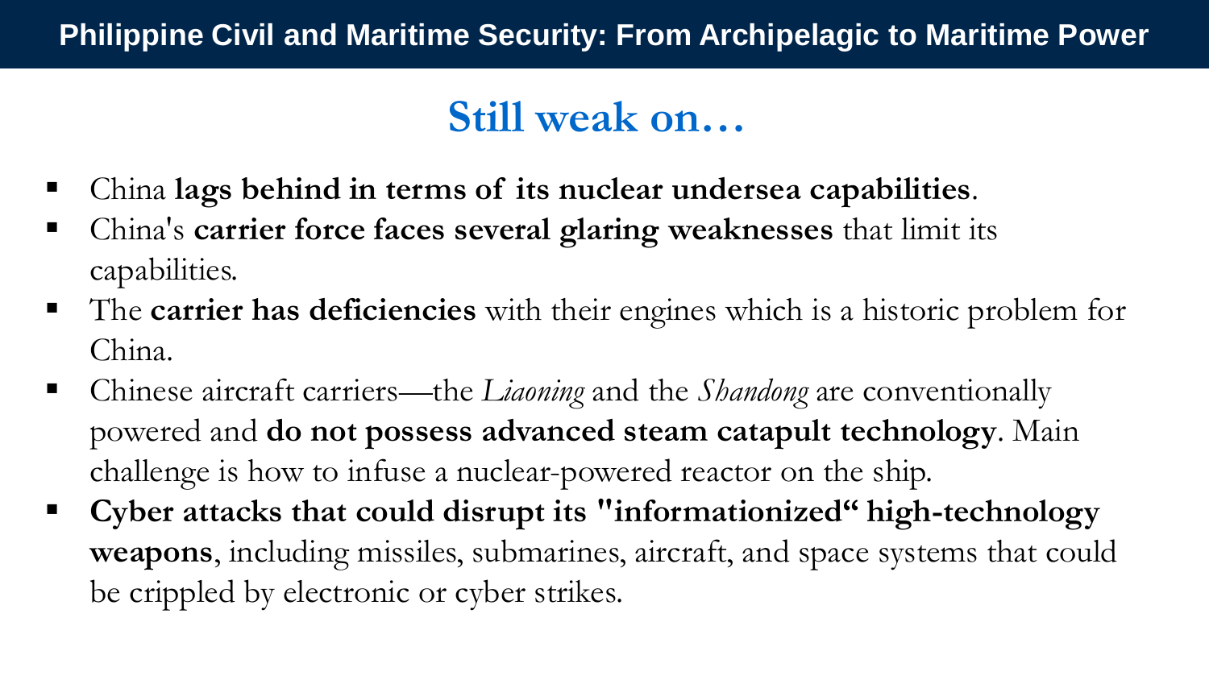## Still weak on…

- China **lags behind in terms of its nuclear undersea capabilities**.
- China's **carrier force faces several glaring weaknesses** that limit its capabilities.
- The **carrier has deficiencies** with their engines which is a historic problem for China.
- Chinese aircraft carriers—the *Liaoning* and the *Shandong* are conventionally powered and **do not possess advanced steam catapult technology**. Main challenge is how to infuse a nuclear-powered reactor on the ship.
- **Cyber attacks that could disrupt its "informationized" high-technology weapons**, including missiles, submarines, aircraft, and space systems that could be crippled by electronic or cyber strikes.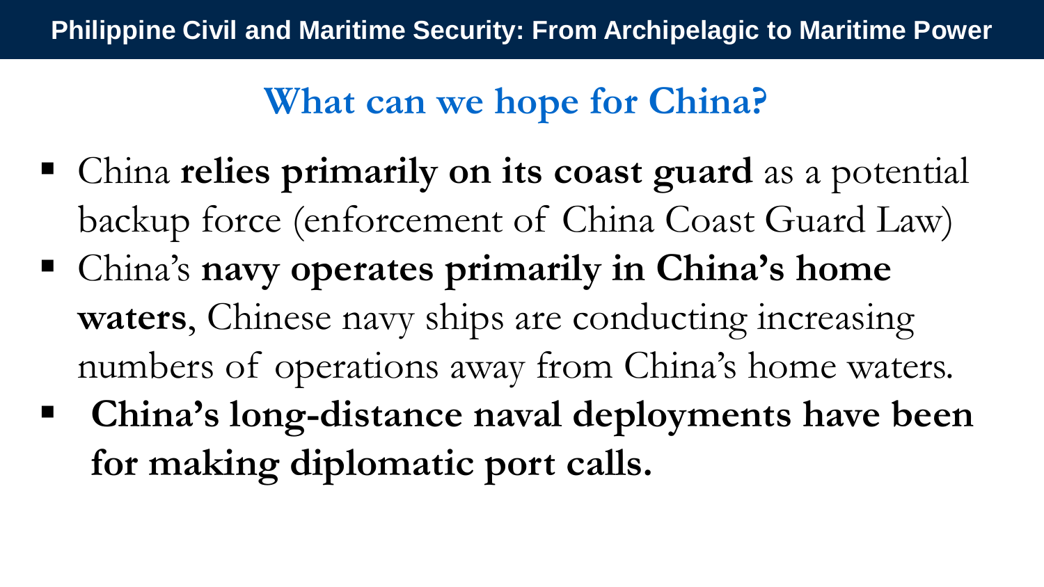## What can we hope for China?

- China **relies primarily on its coast guard** as a potential backup force (enforcement of China Coast Guard Law)
- China's **navy operates primarily in China's home waters**, Chinese navy ships are conducting increasing numbers of operations away from China's home waters.
- **China's long-distance naval deployments have been for making diplomatic port calls.**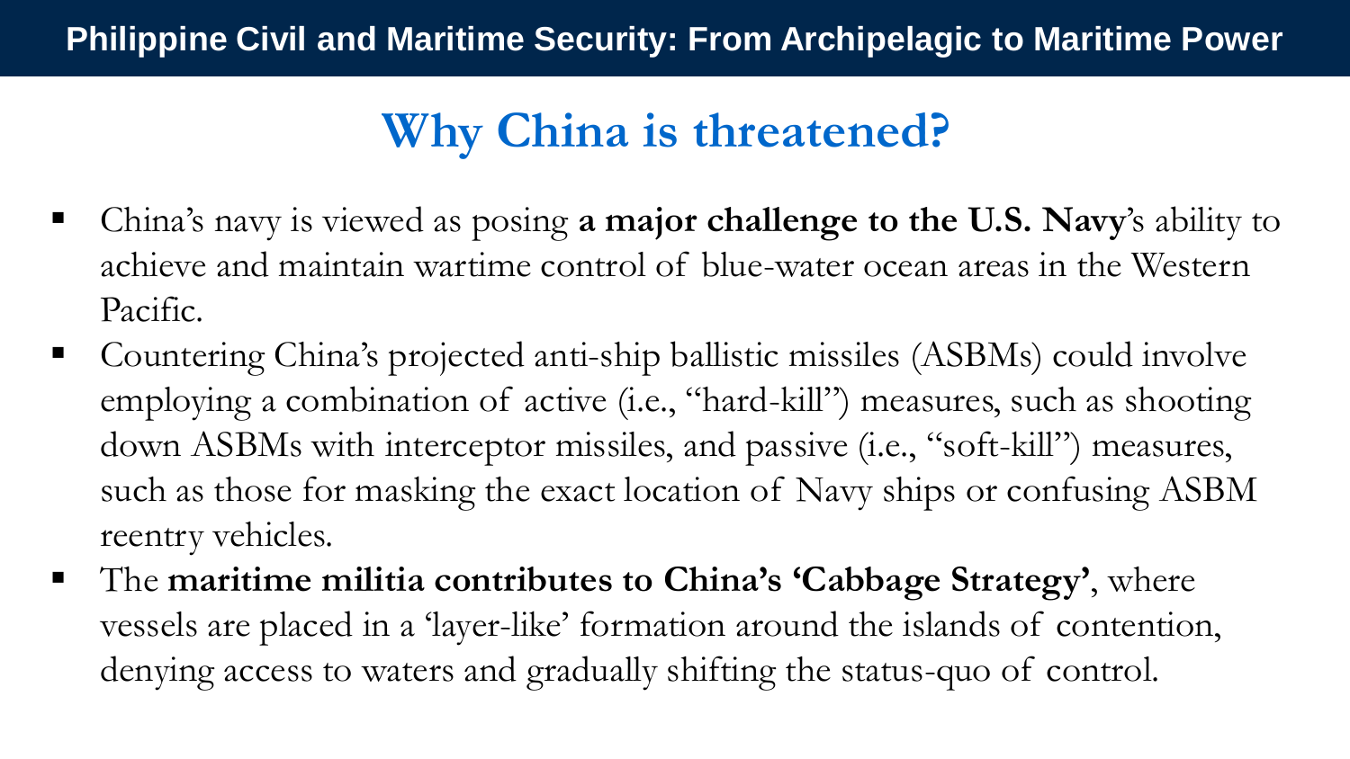## Why China is threatened?

- China's navy is viewed as posing **a major challenge to the U.S. Navy**'s ability to achieve and maintain wartime control of blue-water ocean areas in the Western Pacific.
- Countering China's projected anti-ship ballistic missiles (ASBMs) could involve employing a combination of active (i.e., "hard-kill") measures, such as shooting down ASBMs with interceptor missiles, and passive (i.e., "soft-kill") measures, such as those for masking the exact location of Navy ships or confusing ASBM reentry vehicles.
- The **maritime militia contributes to China's 'Cabbage Strategy'**, where vessels are placed in a 'layer-like' formation around the islands of contention, denying access to waters and gradually shifting the status-quo of control.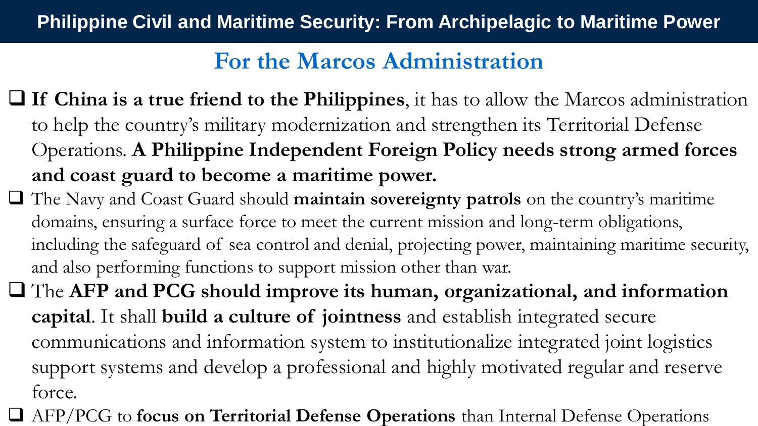# Philippine Civil and Maritime Security: From Archipelagic to Maritime Power

## For the Marcos Administration

- **If China is a true friend to the Philippines**, it has to allow the Marcos administration to help the country's military modernization and strengthen its Territorial Defense Operations. **A Philippine Independent Foreign Policy needs strong armed forces and coast guard to become a maritime power.**
- The Navy and Coast Guard should **maintain sovereignty patrols** on the country's maritime domains, ensuring a surface force to meet the current mission and long-term obligations, including the safeguard of sea control and denial, projecting power, maintaining maritime security, and also performing functions to support mission other than war.
- The **AFP and PCG should improve its human, organizational, and information capital**. It shall **build a culture of jointness** and establish integrated secure communications and information system to institutionalize integrated joint logistics support systems and develop a professional and highly motivated regular and reserve force.
- AFP/PCG to **focus on Territorial Defense Operations** than Internal Defense Operations